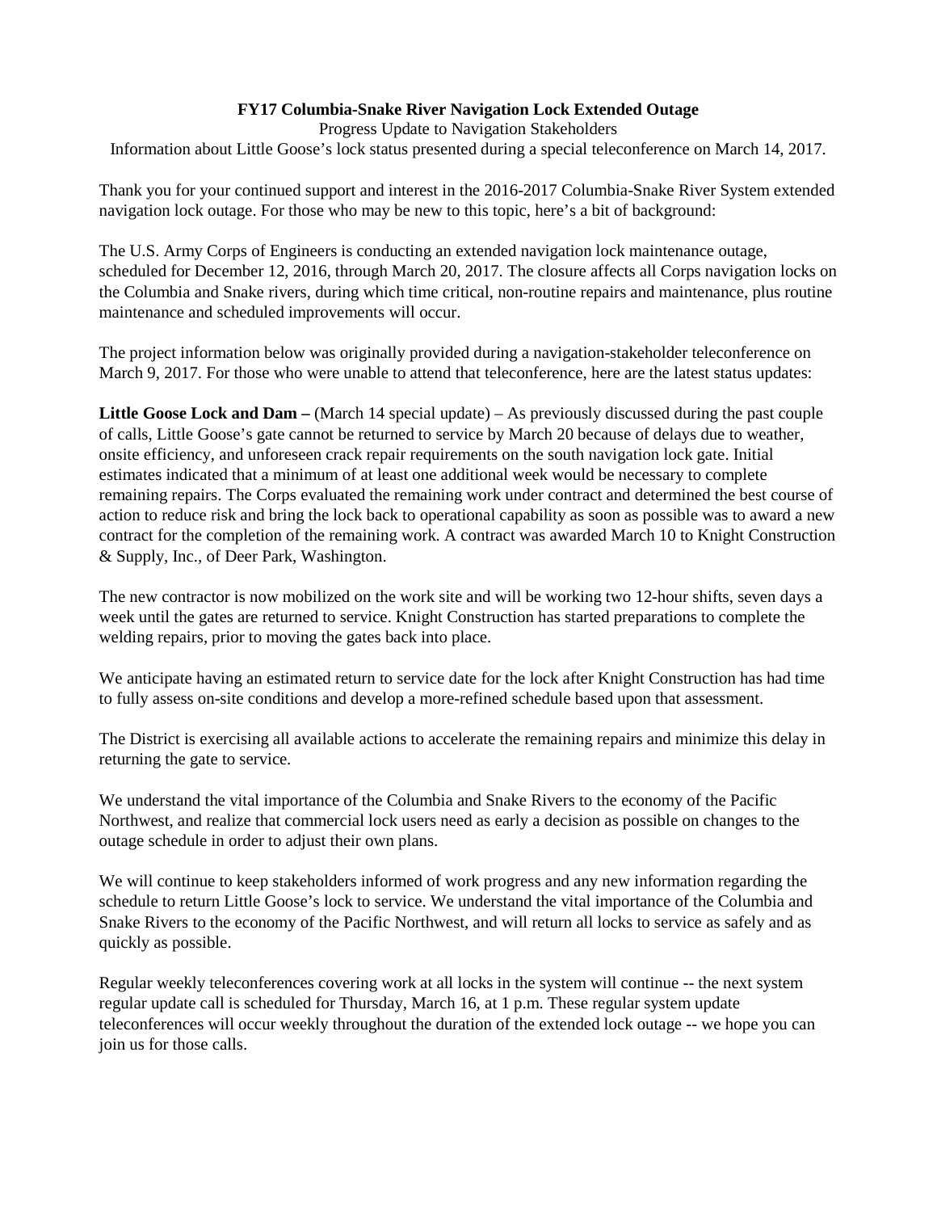# FY17 Columbia-Snake River Navigation Lock Extended Outage

Progress Update to Navigation Stakeholders

Information about Little Goose's lock status presented during a special teleconference on March 14, 2017.

Thank you for your continued support and interest in the 2016-2017 Columbia-Snake River System extended navigation lock outage. For those who may be new to this topic, here's a bit of background:

The U.S. Army Corps of Engineers is conducting an extended navigation lock maintenance outage, scheduled for December 12, 2016, through March 20, 2017. The closure affects all Corps navigation locks on the Columbia and Snake rivers, during which time critical, non-routine repairs and maintenance, plus routine maintenance and scheduled improvements will occur.

The project information below was originally provided during a navigation-stakeholder teleconference on March 9, 2017. For those who were unable to attend that teleconference, here are the latest status updates:

**Little Goose Lock and Dam –** (March 14 special update) – As previously discussed during the past couple of calls, Little Goose's gate cannot be returned to service by March 20 because of delays due to weather, onsite efficiency, and unforeseen crack repair requirements on the south navigation lock gate. Initial estimates indicated that a minimum of at least one additional week would be necessary to complete remaining repairs. The Corps evaluated the remaining work under contract and determined the best course of action to reduce risk and bring the lock back to operational capability as soon as possible was to award a new contract for the completion of the remaining work. A contract was awarded March 10 to Knight Construction & Supply, Inc., of Deer Park, Washington.

The new contractor is now mobilized on the work site and will be working two 12-hour shifts, seven days a week until the gates are returned to service. Knight Construction has started preparations to complete the welding repairs, prior to moving the gates back into place.

We anticipate having an estimated return to service date for the lock after Knight Construction has had time to fully assess on-site conditions and develop a more-refined schedule based upon that assessment.

The District is exercising all available actions to accelerate the remaining repairs and minimize this delay in returning the gate to service.

We understand the vital importance of the Columbia and Snake Rivers to the economy of the Pacific Northwest, and realize that commercial lock users need as early a decision as possible on changes to the outage schedule in order to adjust their own plans.

We will continue to keep stakeholders informed of work progress and any new information regarding the schedule to return Little Goose's lock to service. We understand the vital importance of the Columbia and Snake Rivers to the economy of the Pacific Northwest, and will return all locks to service as safely and as quickly as possible.

Regular weekly teleconferences covering work at all locks in the system will continue -- the next system regular update call is scheduled for Thursday, March 16, at 1 p.m. These regular system update teleconferences will occur weekly throughout the duration of the extended lock outage -- we hope you can join us for those calls.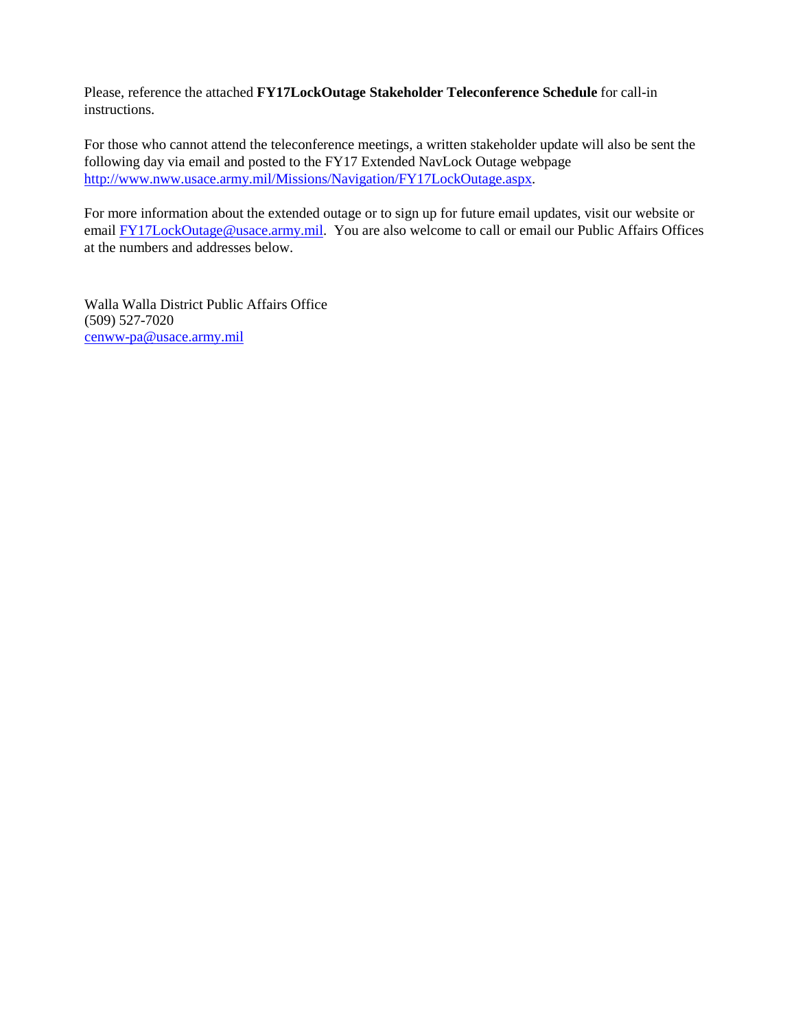Please, reference the attached **FY17LockOutage Stakeholder Teleconference Schedule** for call-in instructions.

For those who cannot attend the teleconference meetings, a written stakeholder update will also be sent the following day via email and posted to the FY17 Extended NavLock Outage webpage http://www.nww.usace.army.mil/Missions/Navigation/FY17LockOutage.aspx.

For more information about the extended outage or to sign up for future email updates, visit our website or email FY17LockOutage@usace.army.mil. You are also welcome to call or email our Public Affairs Offices at the numbers and addresses below.

Walla Walla District Public Affairs Office
(509) 527-7020
cenww-pa@usace.army.mil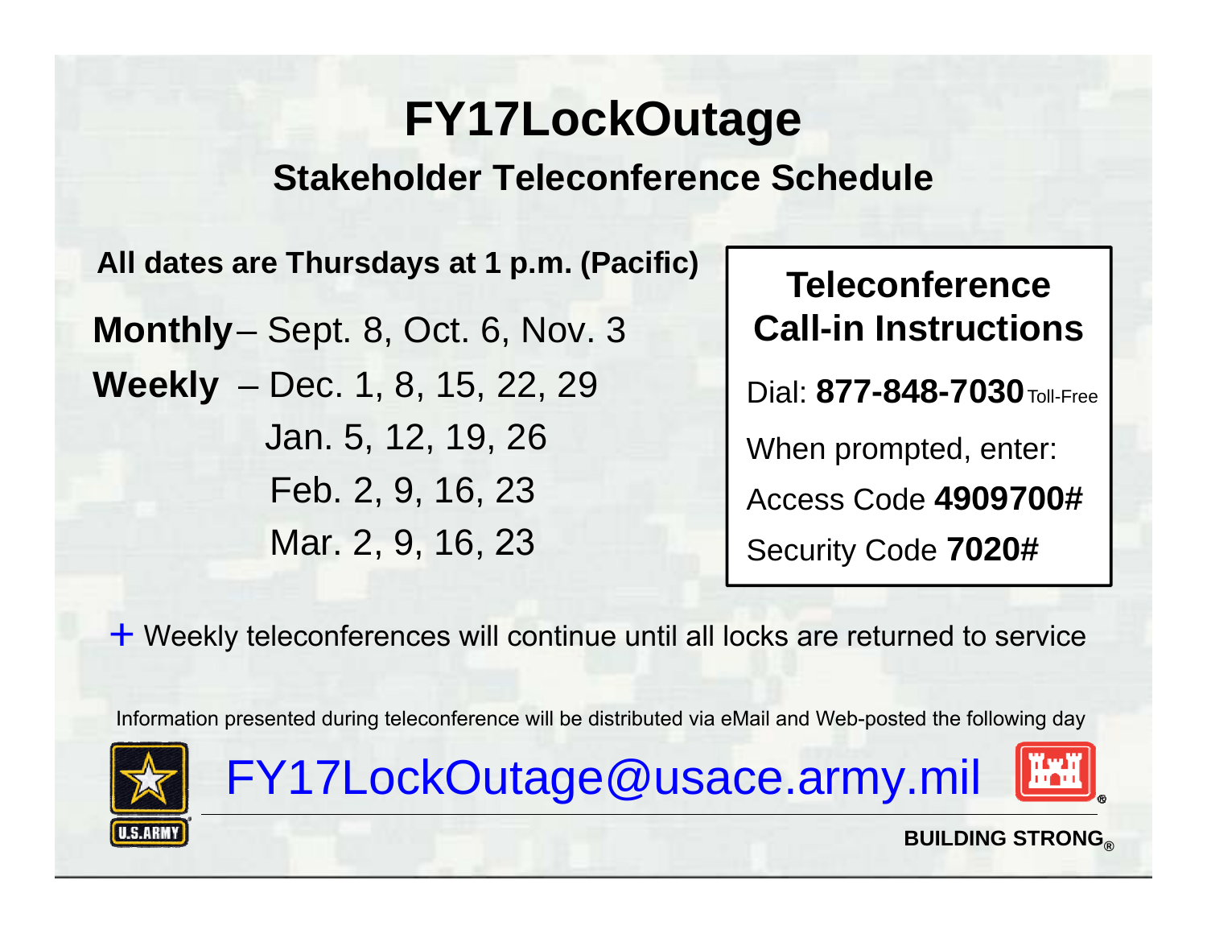# FY17LockOutage

## Stakeholder Teleconference Schedule

**All dates are Thursdays at 1 p.m. (Pacific)**

**Monthly** – Sept. 8, Oct. 6, Nov. 3

**Weekly** – Dec. 1, 8, 15, 22, 29
Jan. 5, 12, 19, 26
Feb. 2, 9, 16, 23
Mar. 2, 9, 16, 23

### Teleconference Call-in Instructions

Dial: **877-848-7030** Toll-Free

When prompted, enter:

Access Code **4909700#**

Security Code **7020#**

+ Weekly teleconferences will continue until all locks are returned to service

Information presented during teleconference will be distributed via eMail and Web-posted the following day

FY17LockOutage@usace.army.mil

U.S.ARMY

**BUILDING STRONG®**